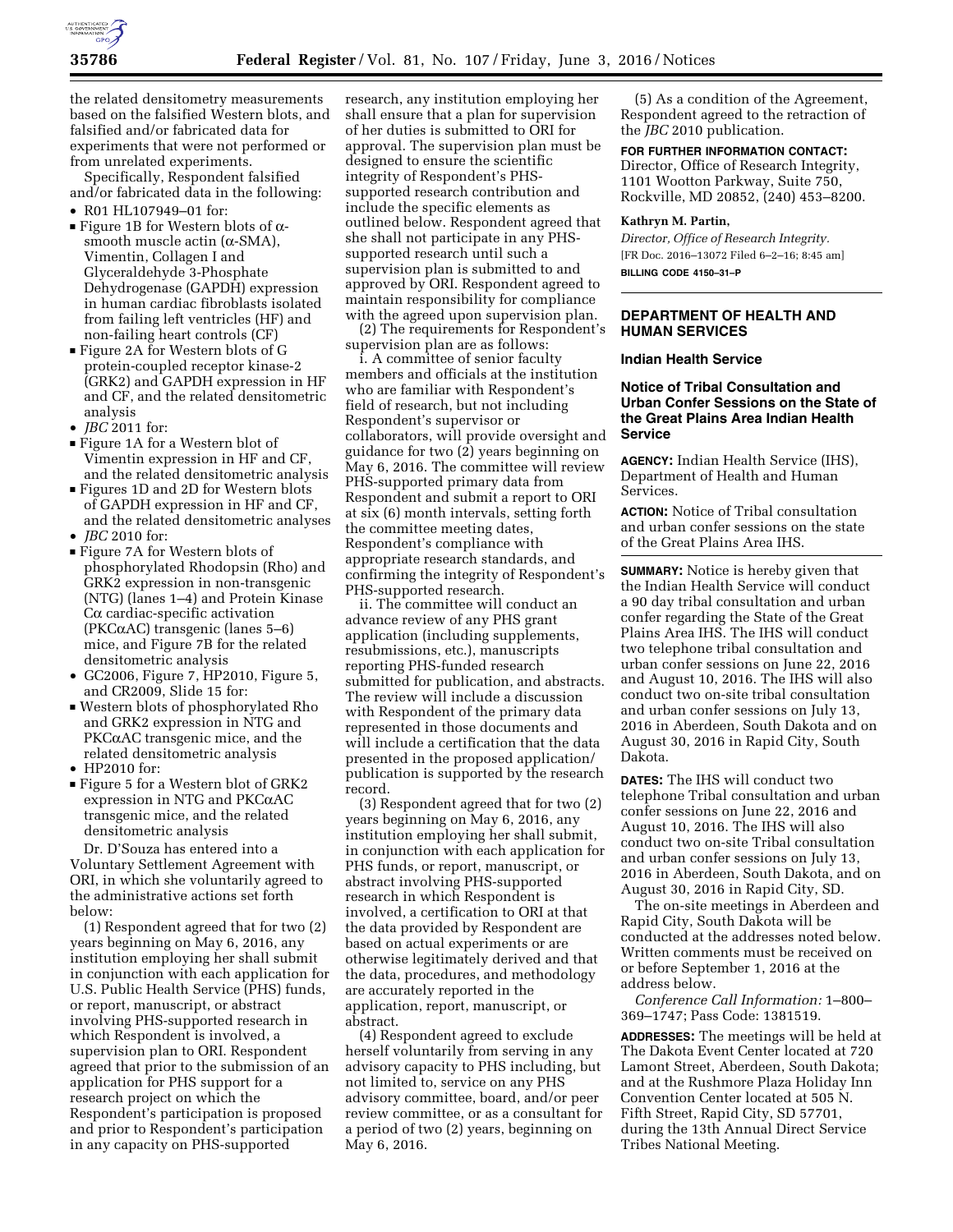the related densitometry measurements based on the falsified Western blots, and falsified and/or fabricated data for experiments that were not performed or from unrelated experiments.

Specifically, Respondent falsified and/or fabricated data in the following:

- R01 HL107949–01 for:
  - Figure 1B for Western blots of α-smooth muscle actin (α-SMA), Vimentin, Collagen I and Glyceraldehyde 3-Phosphate Dehydrogenase (GAPDH) expression in human cardiac fibroblasts isolated from failing left ventricles (HF) and non-failing heart controls (CF)
  - Figure 2A for Western blots of G protein-coupled receptor kinase-2 (GRK2) and GAPDH expression in HF and CF, and the related densitometric analysis
- *JBC* 2011 for:
  - Figure 1A for a Western blot of Vimentin expression in HF and CF, and the related densitometric analysis
  - Figures 1D and 2D for Western blots of GAPDH expression in HF and CF, and the related densitometric analyses
- *JBC* 2010 for:
  - Figure 7A for Western blots of phosphorylated Rhodopsin (Rho) and GRK2 expression in non-transgenic (NTG) (lanes 1–4) and Protein Kinase Cα cardiac-specific activation (PKCαAC) transgenic (lanes 5–6) mice, and Figure 7B for the related densitometric analysis
- GC2006, Figure 7, HP2010, Figure 5, and CR2009, Slide 15 for:
  - Western blots of phosphorylated Rho and GRK2 expression in NTG and PKCαAC transgenic mice, and the related densitometric analysis
- HP2010 for:
  - Figure 5 for a Western blot of GRK2 expression in NTG and PKCαAC transgenic mice, and the related densitometric analysis

Dr. D'Souza has entered into a Voluntary Settlement Agreement with ORI, in which she voluntarily agreed to the administrative actions set forth below:

(1) Respondent agreed that for two (2) years beginning on May 6, 2016, any institution employing her shall submit in conjunction with each application for U.S. Public Health Service (PHS) funds, or report, manuscript, or abstract involving PHS-supported research in which Respondent is involved, a supervision plan to ORI. Respondent agreed that prior to the submission of an application for PHS support for a research project on which the Respondent's participation is proposed and prior to Respondent's participation in any capacity on PHS-supported research, any institution employing her shall ensure that a plan for supervision of her duties is submitted to ORI for approval. The supervision plan must be designed to ensure the scientific integrity of Respondent's PHS-supported research contribution and include the specific elements as outlined below. Respondent agreed that she shall not participate in any PHS-supported research until such a supervision plan is submitted to and approved by ORI. Respondent agreed to maintain responsibility for compliance with the agreed upon supervision plan.

(2) The requirements for Respondent's supervision plan are as follows:

i. A committee of senior faculty members and officials at the institution who are familiar with Respondent's field of research, but not including Respondent's supervisor or collaborators, will provide oversight and guidance for two (2) years beginning on May 6, 2016. The committee will review PHS-supported primary data from Respondent and submit a report to ORI at six (6) month intervals, setting forth the committee meeting dates, Respondent's compliance with appropriate research standards, and confirming the integrity of Respondent's PHS-supported research.

ii. The committee will conduct an advance review of any PHS grant application (including supplements, resubmissions, etc.), manuscripts reporting PHS-funded research submitted for publication, and abstracts. The review will include a discussion with Respondent of the primary data represented in those documents and will include a certification that the data presented in the proposed application/publication is supported by the research record.

(3) Respondent agreed that for two (2) years beginning on May 6, 2016, any institution employing her shall submit, in conjunction with each application for PHS funds, or report, manuscript, or abstract involving PHS-supported research in which Respondent is involved, a certification to ORI at that the data provided by Respondent are based on actual experiments or are otherwise legitimately derived and that the data, procedures, and methodology are accurately reported in the application, report, manuscript, or abstract.

(4) Respondent agreed to exclude herself voluntarily from serving in any advisory capacity to PHS including, but not limited to, service on any PHS advisory committee, board, and/or peer review committee, or as a consultant for a period of two (2) years, beginning on May 6, 2016.

(5) As a condition of the Agreement, Respondent agreed to the retraction of the *JBC* 2010 publication.

**FOR FURTHER INFORMATION CONTACT:** Director, Office of Research Integrity, 1101 Wootton Parkway, Suite 750, Rockville, MD 20852, (240) 453–8200.

**Kathryn M. Partin,**

*Director, Office of Research Integrity.*

[FR Doc. 2016–13072 Filed 6–2–16; 8:45 am]

**BILLING CODE 4150–31–P**

## DEPARTMENT OF HEALTH AND HUMAN SERVICES

### Indian Health Service

### Notice of Tribal Consultation and Urban Confer Sessions on the State of the Great Plains Area Indian Health Service

**AGENCY:** Indian Health Service (IHS), Department of Health and Human Services.

**ACTION:** Notice of Tribal consultation and urban confer sessions on the state of the Great Plains Area IHS.

**SUMMARY:** Notice is hereby given that the Indian Health Service will conduct a 90 day tribal consultation and urban confer regarding the State of the Great Plains Area IHS. The IHS will conduct two telephone tribal consultation and urban confer sessions on June 22, 2016 and August 10, 2016. The IHS will also conduct two on-site tribal consultation and urban confer sessions on July 13, 2016 in Aberdeen, South Dakota and on August 30, 2016 in Rapid City, South Dakota.

**DATES:** The IHS will conduct two telephone Tribal consultation and urban confer sessions on June 22, 2016 and August 10, 2016. The IHS will also conduct two on-site Tribal consultation and urban confer sessions on July 13, 2016 in Aberdeen, South Dakota, and on August 30, 2016 in Rapid City, SD.

The on-site meetings in Aberdeen and Rapid City, South Dakota will be conducted at the addresses noted below. Written comments must be received on or before September 1, 2016 at the address below.

*Conference Call Information:* 1–800–369–1747; Pass Code: 1381519.

**ADDRESSES:** The meetings will be held at The Dakota Event Center located at 720 Lamont Street, Aberdeen, South Dakota; and at the Rushmore Plaza Holiday Inn Convention Center located at 505 N. Fifth Street, Rapid City, SD 57701, during the 13th Annual Direct Service Tribes National Meeting.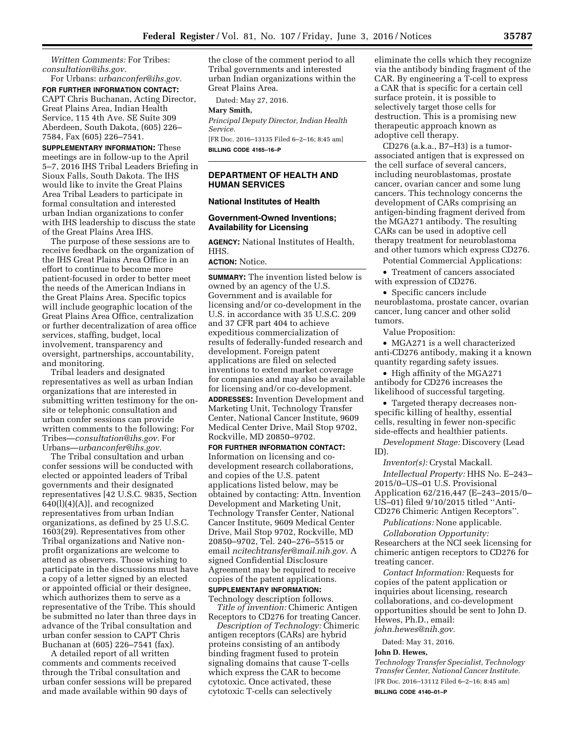*Written Comments:* For Tribes: *consultation@ihs.gov.*

For Urbans: *urbanconfer@ihs.gov.*

**FOR FURTHER INFORMATION CONTACT:** CAPT Chris Buchanan, Acting Director, Great Plains Area, Indian Health Service, 115 4th Ave. SE Suite 309 Aberdeen, South Dakota, (605) 226–7584, Fax (605) 226–7541.

**SUPPLEMENTARY INFORMATION:** These meetings are in follow-up to the April 5–7, 2016 IHS Tribal Leaders Briefing in Sioux Falls, South Dakota. The IHS would like to invite the Great Plains Area Tribal Leaders to participate in formal consultation and interested urban Indian organizations to confer with IHS leadership to discuss the state of the Great Plains Area IHS.

The purpose of these sessions are to receive feedback on the organization of the IHS Great Plains Area Office in an effort to continue to become more patient-focused in order to better meet the needs of the American Indians in the Great Plains Area. Specific topics will include geographic location of the Great Plains Area Office, centralization or further decentralization of area office services, staffing, budget, local involvement, transparency and oversight, partnerships, accountability, and monitoring.

Tribal leaders and designated representatives as well as urban Indian organizations that are interested in submitting written testimony for the on-site or telephonic consultation and urban confer sessions can provide written comments to the following: For Tribes—*consultation@ihs.gov.* For Urbans—*urbanconfer@ihs.gov.*

The Tribal consultation and urban confer sessions will be conducted with elected or appointed leaders of Tribal governments and their designated representatives [42 U.S.C. 9835, Section 640(l)(4)(A)], and recognized representatives from urban Indian organizations, as defined by 25 U.S.C. 1603(29). Representatives from other Tribal organizations and Native non-profit organizations are welcome to attend as observers. Those wishing to participate in the discussions must have a copy of a letter signed by an elected or appointed official or their designee, which authorizes them to serve as a representative of the Tribe. This should be submitted no later than three days in advance of the Tribal consultation and urban confer session to CAPT Chris Buchanan at (605) 226–7541 (fax).

A detailed report of all written comments and comments received through the Tribal consultation and urban confer sessions will be prepared and made available within 90 days of the close of the comment period to all Tribal governments and interested urban Indian organizations within the Great Plains Area.

Dated: May 27, 2016.

**Mary Smith,**

*Principal Deputy Director, Indian Health Service.*

[FR Doc. 2016–13135 Filed 6–2–16; 8:45 am]

**BILLING CODE 4165–16–P**

---

## DEPARTMENT OF HEALTH AND HUMAN SERVICES

### National Institutes of Health

### Government-Owned Inventions; Availability for Licensing

**AGENCY:** National Institutes of Health, HHS.

**ACTION:** Notice.

**SUMMARY:** The invention listed below is owned by an agency of the U.S. Government and is available for licensing and/or co-development in the U.S. in accordance with 35 U.S.C. 209 and 37 CFR part 404 to achieve expeditious commercialization of results of federally-funded research and development. Foreign patent applications are filed on selected inventions to extend market coverage for companies and may also be available for licensing and/or co-development.

**ADDRESSES:** Invention Development and Marketing Unit, Technology Transfer Center, National Cancer Institute, 9609 Medical Center Drive, Mail Stop 9702, Rockville, MD 20850–9702.

**FOR FURTHER INFORMATION CONTACT:** Information on licensing and co-development research collaborations, and copies of the U.S. patent applications listed below, may be obtained by contacting: Attn. Invention Development and Marketing Unit, Technology Transfer Center, National Cancer Institute, 9609 Medical Center Drive, Mail Stop 9702, Rockville, MD 20850–9702, Tel. 240–276–5515 or email *ncitechtransfer@mail.nih.gov.* A signed Confidential Disclosure Agreement may be required to receive copies of the patent applications.

**SUPPLEMENTARY INFORMATION:** Technology description follows.

*Title of invention:* Chimeric Antigen Receptors to CD276 for treating Cancer.

*Description of Technology:* Chimeric antigen receptors (CARs) are hybrid proteins consisting of an antibody binding fragment fused to protein signaling domains that cause T-cells which express the CAR to become cytotoxic. Once activated, these cytotoxic T-cells can selectively eliminate the cells which they recognize via the antibody binding fragment of the CAR. By engineering a T-cell to express a CAR that is specific for a certain cell surface protein, it is possible to selectively target those cells for destruction. This is a promising new therapeutic approach known as adoptive cell therapy.

CD276 (a.k.a., B7–H3) is a tumor-associated antigen that is expressed on the cell surface of several cancers, including neuroblastomas, prostate cancer, ovarian cancer and some lung cancers. This technology concerns the development of CARs comprising an antigen-binding fragment derived from the MGA271 antibody. The resulting CARs can be used in adoptive cell therapy treatment for neuroblastoma and other tumors which express CD276.

Potential Commercial Applications:

- Treatment of cancers associated with expression of CD276.
- Specific cancers include neuroblastoma, prostate cancer, ovarian cancer, lung cancer and other solid tumors.

Value Proposition:

- MGA271 is a well characterized anti-CD276 antibody, making it a known quantity regarding safety issues.
- High affinity of the MGA271 antibody for CD276 increases the likelihood of successful targeting.
- Targeted therapy decreases non-specific killing of healthy, essential cells, resulting in fewer non-specific side-effects and healthier patients.

*Development Stage:* Discovery (Lead ID).

*Inventor(s):* Crystal Mackall.

*Intellectual Property:* HHS No. E–243–2015/0–US–01 U.S. Provisional Application 62/216,447 (E–243–2015/0–US–01) filed 9/10/2015 titled ''Anti-CD276 Chimeric Antigen Receptors''.

*Publications:* None applicable.

*Collaboration Opportunity:* Researchers at the NCI seek licensing for chimeric antigen receptors to CD276 for treating cancer.

*Contact Information:* Requests for copies of the patent application or inquiries about licensing, research collaborations, and co-development opportunities should be sent to John D. Hewes, Ph.D., email: *john.hewes@nih.gov.*

Dated: May 31, 2016.

**John D. Hewes,**

*Technology Transfer Specialist, Technology Transfer Center, National Cancer Institute.*

[FR Doc. 2016–13112 Filed 6–2–16; 8:45 am]

**BILLING CODE 4140–01–P**